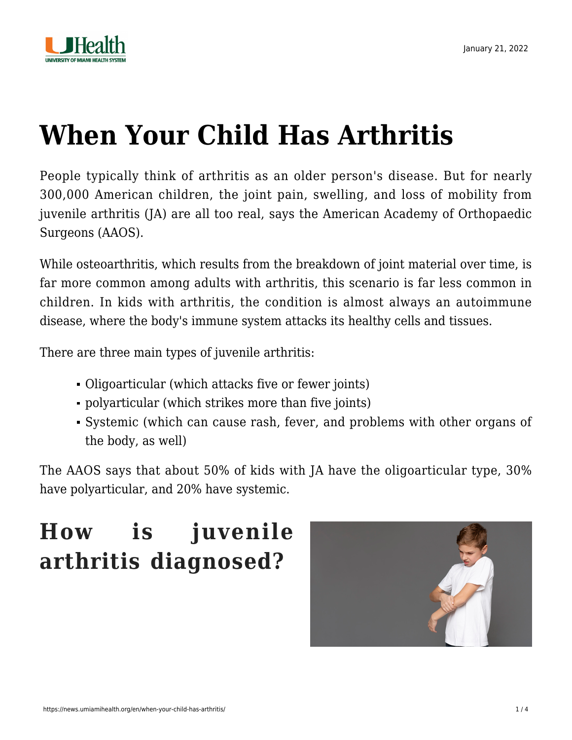January 21, 2022

# When Your Child Has Arthritis

People typically think of arthritis as an older person's disease. But for nearly 300,000 American children, the joint pain, swelling, and loss of mobility from juvenile arthritis (JA) are all too real, says the American Academy of Orthopaedic Surgeons (AAOS).

While osteoarthritis, which results from the breakdown of joint material over time, is far more common among adults with arthritis, this scenario is far less common in children. In kids with arthritis, the condition is almost always an autoimmune disease, where the body's immune system attacks its healthy cells and tissues.

There are three main types of juvenile arthritis:

- Oligoarticular (which attacks five or fewer joints)
- polyarticular (which strikes more than five joints)
- Systemic (which can cause rash, fever, and problems with other organs of the body, as well)

The AAOS says that about 50% of kids with JA have the oligoarticular type, 30% have polyarticular, and 20% have systemic.

## How is juvenile arthritis diagnosed?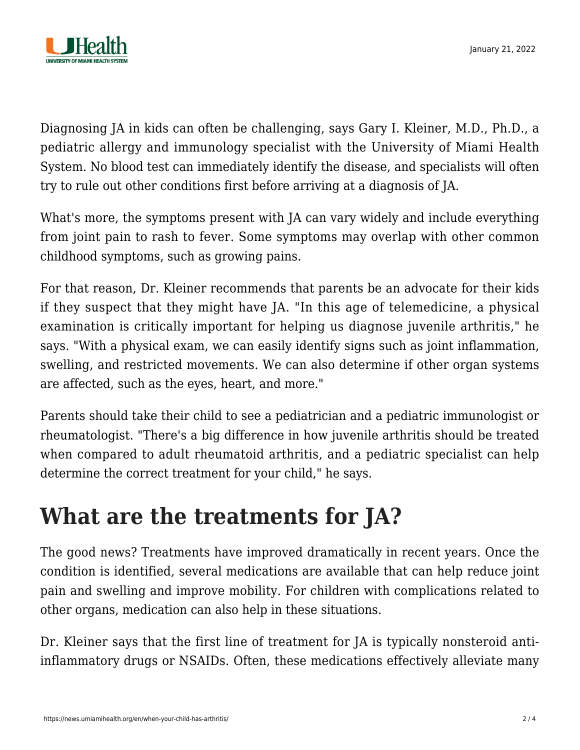Diagnosing JA in kids can often be challenging, says Gary I. Kleiner, M.D., Ph.D., a pediatric allergy and immunology specialist with the University of Miami Health System. No blood test can immediately identify the disease, and specialists will often try to rule out other conditions first before arriving at a diagnosis of JA.

What's more, the symptoms present with JA can vary widely and include everything from joint pain to rash to fever. Some symptoms may overlap with other common childhood symptoms, such as growing pains.

For that reason, Dr. Kleiner recommends that parents be an advocate for their kids if they suspect that they might have JA. "In this age of telemedicine, a physical examination is critically important for helping us diagnose juvenile arthritis," he says. "With a physical exam, we can easily identify signs such as joint inflammation, swelling, and restricted movements. We can also determine if other organ systems are affected, such as the eyes, heart, and more."

Parents should take their child to see a pediatrician and a pediatric immunologist or rheumatologist. "There's a big difference in how juvenile arthritis should be treated when compared to adult rheumatoid arthritis, and a pediatric specialist can help determine the correct treatment for your child," he says.

## What are the treatments for JA?

The good news? Treatments have improved dramatically in recent years. Once the condition is identified, several medications are available that can help reduce joint pain and swelling and improve mobility. For children with complications related to other organs, medication can also help in these situations.

Dr. Kleiner says that the first line of treatment for JA is typically nonsteroid anti-inflammatory drugs or NSAIDs. Often, these medications effectively alleviate many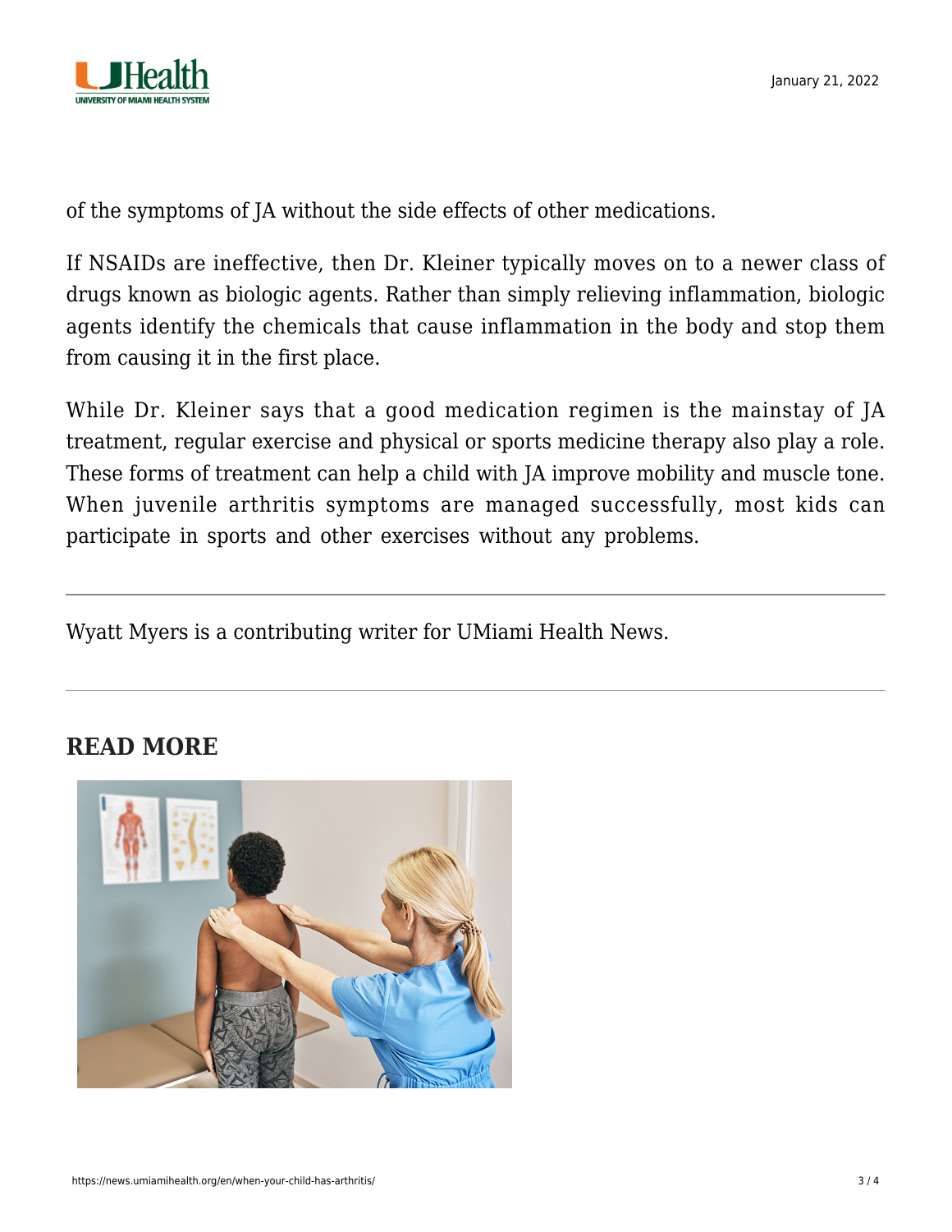of the symptoms of JA without the side effects of other medications.

If NSAIDs are ineffective, then Dr. Kleiner typically moves on to a newer class of drugs known as biologic agents. Rather than simply relieving inflammation, biologic agents identify the chemicals that cause inflammation in the body and stop them from causing it in the first place.

While Dr. Kleiner says that a good medication regimen is the mainstay of JA treatment, regular exercise and physical or sports medicine therapy also play a role. These forms of treatment can help a child with JA improve mobility and muscle tone. When juvenile arthritis symptoms are managed successfully, most kids can participate in sports and other exercises without any problems.

---

Wyatt Myers is a contributing writer for UMiami Health News.

---

## READ MORE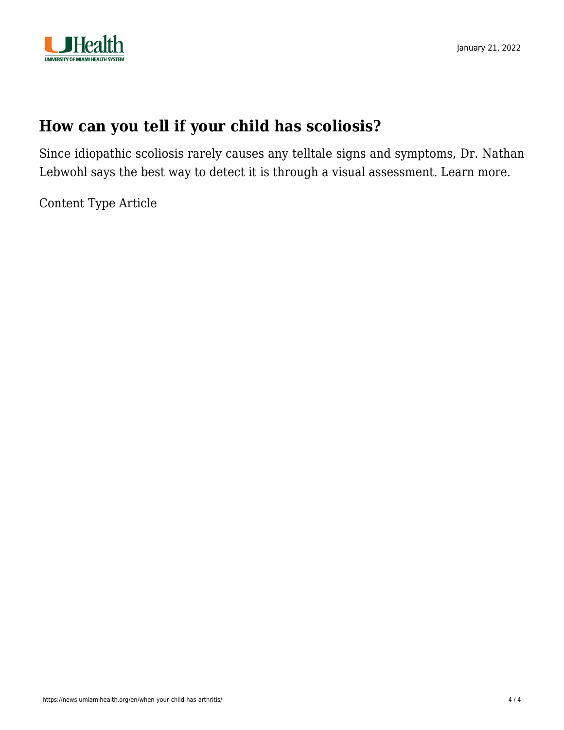## How can you tell if your child has scoliosis?

Since idiopathic scoliosis rarely causes any telltale signs and symptoms, Dr. Nathan Lebwohl says the best way to detect it is through a visual assessment. Learn more.

Content Type Article